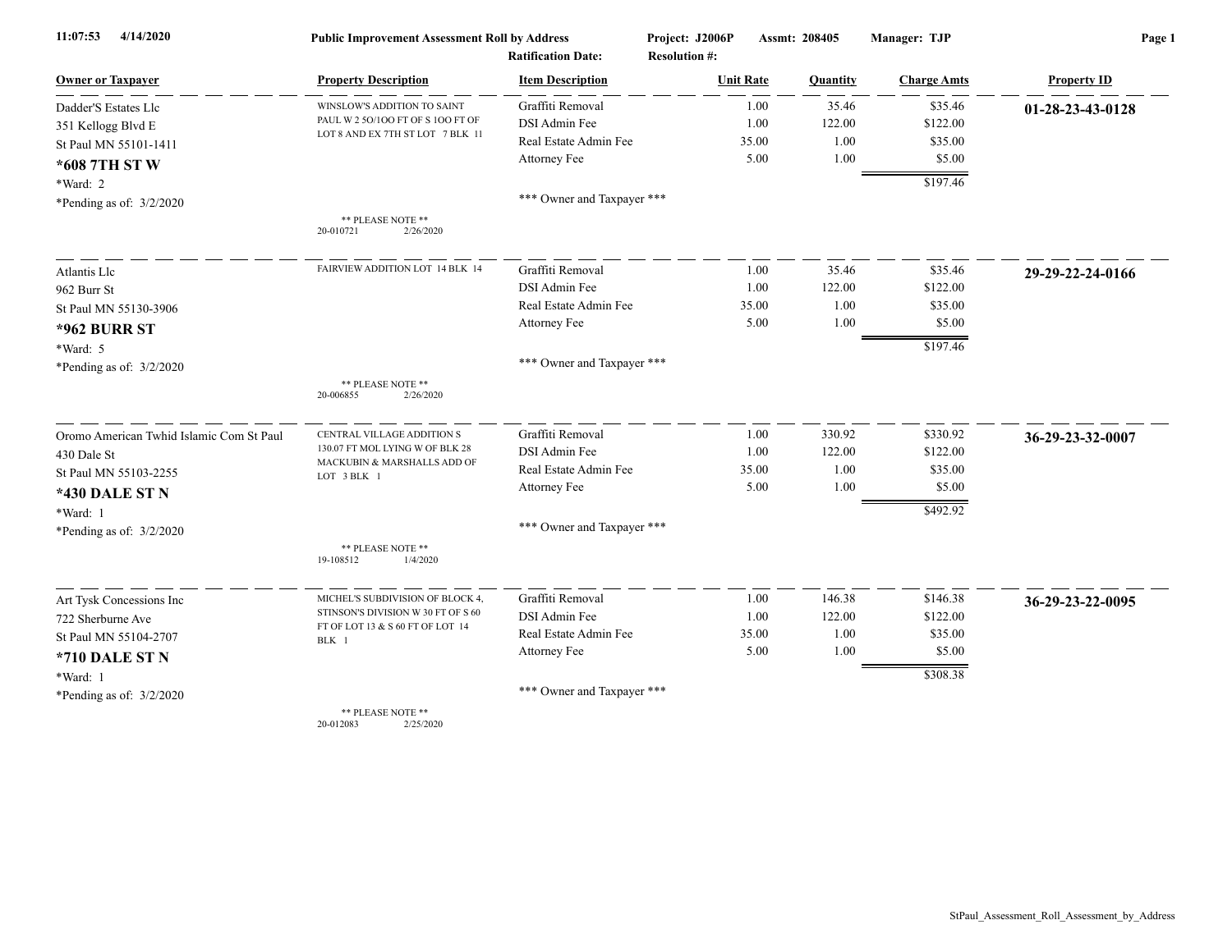**11:07:53 4/14/2020** **Public Improvement Assessment Roll by Address** **Project: J2006P** **Assmt: 208405** **Manager: TJP**

**Ratification Date:** **Resolution #:**

| Owner or Taxpayer | Property Description | Item Description | Unit Rate | Quantity | Charge Amts | Property ID |
|---|---|---|---|---|---|---|
| Dadder'S Estates Llc | WINSLOW'S ADDITION TO SAINT PAUL W 2 5O/1OO FT OF S 1OO FT OF LOT 8 AND EX 7TH ST LOT 7 BLK 11 | Graffiti Removal | 1.00 | 35.46 | $35.46 | **01-28-23-43-0128** |
| 351 Kellogg Blvd E | | DSI Admin Fee | 1.00 | 122.00 | $122.00 | |
| St Paul MN 55101-1411 | | Real Estate Admin Fee | 35.00 | 1.00 | $35.00 | |
| **\*608 7TH ST W** | | Attorney Fee | 5.00 | 1.00 | $5.00 | |
| \*Ward: 2 | | | | | $197.46 | |
| \*Pending as of: 3/2/2020 | ** PLEASE NOTE ** 20-010721 2/26/2020 | \*\*\* Owner and Taxpayer \*\*\* | | | | |
| Atlantis Llc | FAIRVIEW ADDITION LOT 14 BLK 14 | Graffiti Removal | 1.00 | 35.46 | $35.46 | **29-29-22-24-0166** |
| 962 Burr St | | DSI Admin Fee | 1.00 | 122.00 | $122.00 | |
| St Paul MN 55130-3906 | | Real Estate Admin Fee | 35.00 | 1.00 | $35.00 | |
| **\*962 BURR ST** | | Attorney Fee | 5.00 | 1.00 | $5.00 | |
| \*Ward: 5 | | | | | $197.46 | |
| \*Pending as of: 3/2/2020 | ** PLEASE NOTE ** 20-006855 2/26/2020 | \*\*\* Owner and Taxpayer \*\*\* | | | | |
| Oromo American Twhid Islamic Com St Paul | CENTRAL VILLAGE ADDITION S 130.07 FT MOL LYING W OF BLK 28 MACKUBIN & MARSHALLS ADD OF LOT 3 BLK 1 | Graffiti Removal | 1.00 | 330.92 | $330.92 | **36-29-23-32-0007** |
| 430 Dale St | | DSI Admin Fee | 1.00 | 122.00 | $122.00 | |
| St Paul MN 55103-2255 | | Real Estate Admin Fee | 35.00 | 1.00 | $35.00 | |
| **\*430 DALE ST N** | | Attorney Fee | 5.00 | 1.00 | $5.00 | |
| \*Ward: 1 | | | | | $492.92 | |
| \*Pending as of: 3/2/2020 | ** PLEASE NOTE ** 19-108512 1/4/2020 | \*\*\* Owner and Taxpayer \*\*\* | | | | |
| Art Tysk Concessions Inc | MICHEL'S SUBDIVISION OF BLOCK 4, STINSON'S DIVISION W 30 FT OF S 60 FT OF LOT 13 & S 60 FT OF LOT 14 BLK 1 | Graffiti Removal | 1.00 | 146.38 | $146.38 | **36-29-23-22-0095** |
| 722 Sherburne Ave | | DSI Admin Fee | 1.00 | 122.00 | $122.00 | |
| St Paul MN 55104-2707 | | Real Estate Admin Fee | 35.00 | 1.00 | $35.00 | |
| **\*710 DALE ST N** | | Attorney Fee | 5.00 | 1.00 | $5.00 | |
| \*Ward: 1 | | | | | $308.38 | |
| \*Pending as of: 3/2/2020 | ** PLEASE NOTE ** 20-012083 2/25/2020 | \*\*\* Owner and Taxpayer \*\*\* | | | | |

StPaul_Assessment_Roll_Assessment_by_Address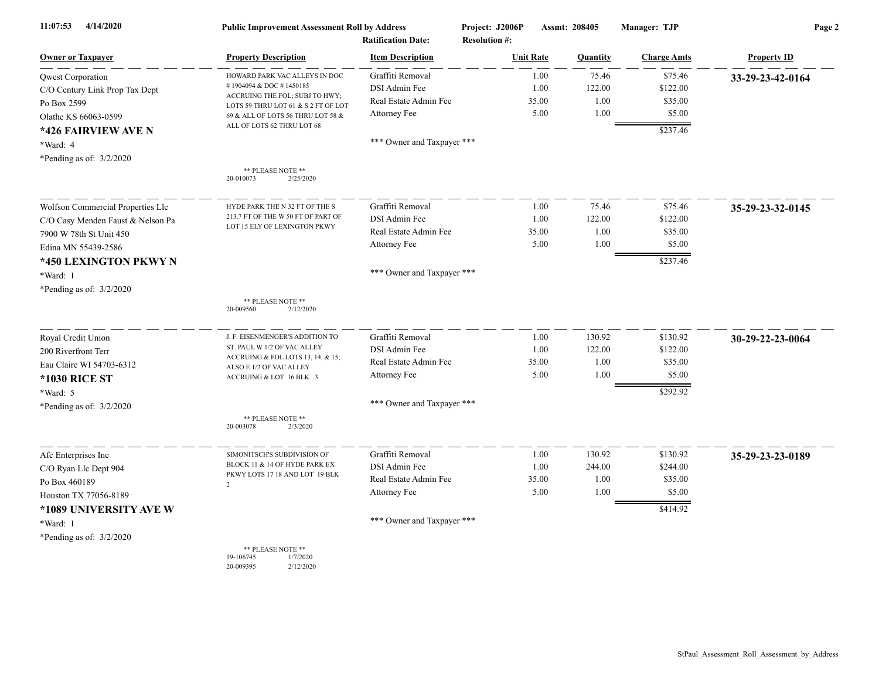11:07:53 4/14/2020 **Public Improvement Assessment Roll by Address** Project: J2006P Assmt: 208405 Manager: TJP

Ratification Date: Resolution #:

| Owner or Taxpayer | Property Description | Item Description | Unit Rate | Quantity | Charge Amts | Property ID |
|---|---|---|---|---|---|---|
| Qwest Corporation<br>C/O Century Link Prop Tax Dept<br>Po Box 2599<br>Olathe KS 66063-0599<br>**\*426 FAIRVIEW AVE N**<br>\*Ward: 4<br>\*Pending as of: 3/2/2020 | HOWARD PARK VAC ALLEYS IN DOC # 1904094 & DOC # 1450185 ACCRUING THE FOL; SUBJ TO HWY; LOTS 59 THRU LOT 61 & S 2 FT OF LOT 69 & ALL OF LOTS 56 THRU LOT 58 & ALL OF LOTS 62 THRU LOT 68<br>\*\* PLEASE NOTE \*\*<br>20-010073 2/25/2020 | Graffiti Removal<br>DSI Admin Fee<br>Real Estate Admin Fee<br>Attorney Fee<br>\*\*\* Owner and Taxpayer \*\*\* | 1.00<br>1.00<br>35.00<br>5.00 | 75.46<br>122.00<br>1.00<br>1.00 | $75.46<br>$122.00<br>$35.00<br>$5.00<br>$237.46 | **33-29-23-42-0164** |
| Wolfson Commercial Properties Llc<br>C/O Casy Menden Faust & Nelson Pa<br>7900 W 78th St Unit 450<br>Edina MN 55439-2586<br>**\*450 LEXINGTON PKWY N**<br>\*Ward: 1<br>\*Pending as of: 3/2/2020 | HYDE PARK THE N 32 FT OF THE S 213.7 FT OF THE W 50 FT OF PART OF LOT 15 ELY OF LEXINGTON PKWY<br>\*\* PLEASE NOTE \*\*<br>20-009560 2/12/2020 | Graffiti Removal<br>DSI Admin Fee<br>Real Estate Admin Fee<br>Attorney Fee<br>\*\*\* Owner and Taxpayer \*\*\* | 1.00<br>1.00<br>35.00<br>5.00 | 75.46<br>122.00<br>1.00<br>1.00 | $75.46<br>$122.00<br>$35.00<br>$5.00<br>$237.46 | **35-29-23-32-0145** |
| Royal Credit Union<br>200 Riverfront Terr<br>Eau Claire WI 54703-6312<br>**\*1030 RICE ST**<br>\*Ward: 5<br>\*Pending as of: 3/2/2020 | J. F. EISENMENGER'S ADDITION TO ST. PAUL W 1/2 OF VAC ALLEY ACCRUING & FOL LOTS 13, 14, & 15; ALSO E 1/2 OF VAC ALLEY ACCRUING & LOT 16 BLK 3<br>\*\* PLEASE NOTE \*\*<br>20-003078 2/3/2020 | Graffiti Removal<br>DSI Admin Fee<br>Real Estate Admin Fee<br>Attorney Fee<br>\*\*\* Owner and Taxpayer \*\*\* | 1.00<br>1.00<br>35.00<br>5.00 | 130.92<br>122.00<br>1.00<br>1.00 | $130.92<br>$122.00<br>$35.00<br>$5.00<br>$292.92 | **30-29-22-23-0064** |
| Afc Enterprises Inc<br>C/O Ryan Llc Dept 904<br>Po Box 460189<br>Houston TX 77056-8189<br>**\*1089 UNIVERSITY AVE W**<br>\*Ward: 1<br>\*Pending as of: 3/2/2020 | SIMONITSCH'S SUBDIVISION OF BLOCK 11 & 14 OF HYDE PARK EX PKWY LOTS 17 18 AND LOT 19 BLK 2<br>\*\* PLEASE NOTE \*\*<br>19-106745 1/7/2020<br>20-009395 2/12/2020 | Graffiti Removal<br>DSI Admin Fee<br>Real Estate Admin Fee<br>Attorney Fee<br>\*\*\* Owner and Taxpayer \*\*\* | 1.00<br>1.00<br>35.00<br>5.00 | 130.92<br>244.00<br>1.00<br>1.00 | $130.92<br>$244.00<br>$35.00<br>$5.00<br>$414.92 | **35-29-23-23-0189** |

StPaul_Assessment_Roll_Assessment_by_Address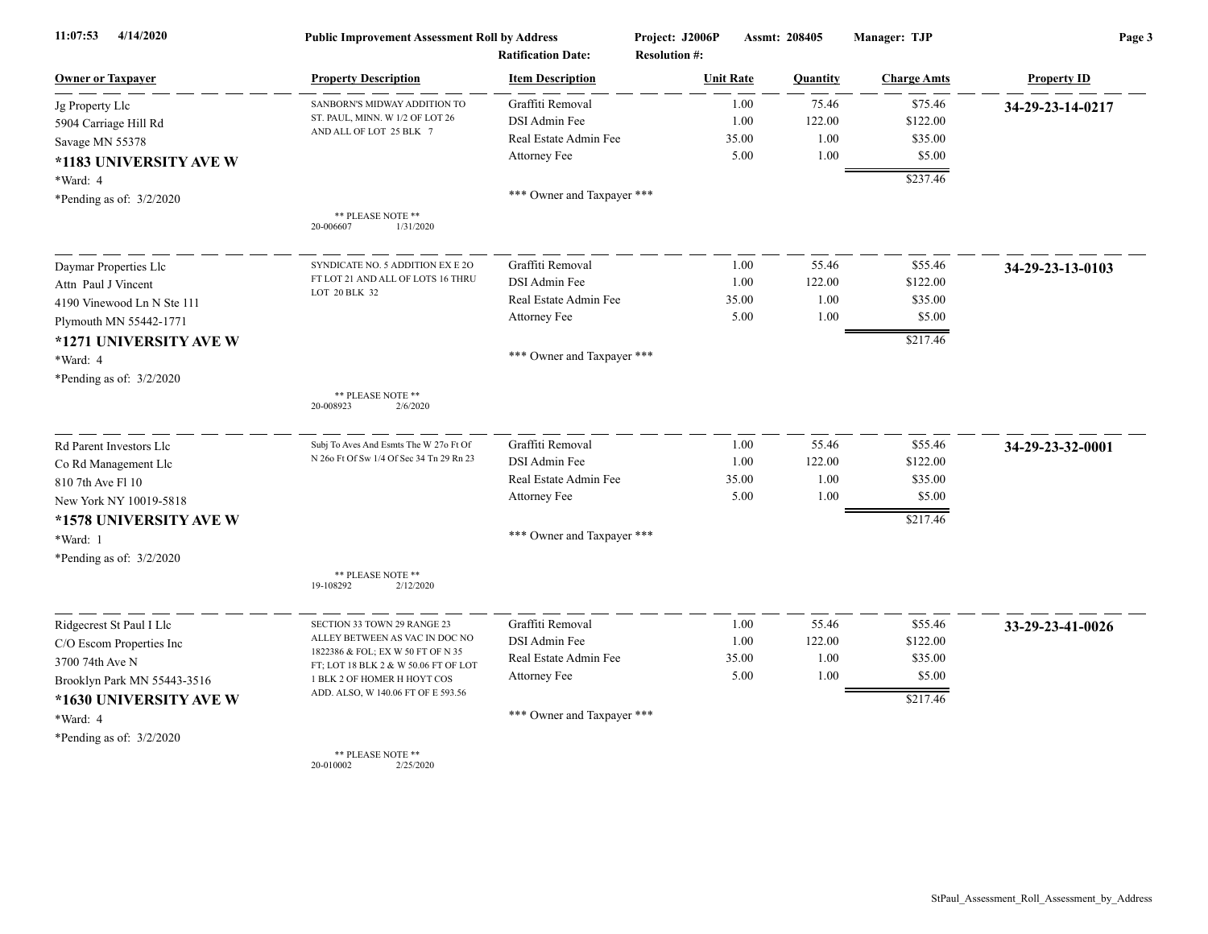11:07:53 4/14/2020 **Public Improvement Assessment Roll by Address** **Project: J2006P** **Assmt: 208405** **Manager: TJP**

**Ratification Date:** **Resolution #:**

| Owner or Taxpayer | Property Description | Item Description | Unit Rate | Quantity | Charge Amts | Property ID |
|---|---|---|---|---|---|---|
| Jg Property Llc<br>5904 Carriage Hill Rd<br>Savage MN 55378<br>**\*1183 UNIVERSITY AVE W**<br>\*Ward: 4<br>\*Pending as of: 3/2/2020 | SANBORN'S MIDWAY ADDITION TO ST. PAUL, MINN. W 1/2 OF LOT 26 AND ALL OF LOT 25 BLK 7<br><br>\*\* PLEASE NOTE \*\*<br>20-006607 1/31/2020 | Graffiti Removal<br>DSI Admin Fee<br>Real Estate Admin Fee<br>Attorney Fee<br><br>\*\*\* Owner and Taxpayer \*\*\* | 1.00<br>1.00<br>35.00<br>5.00 | 75.46<br>122.00<br>1.00<br>1.00 | $75.46<br>$122.00<br>$35.00<br>$5.00<br>$237.46 | **34-29-23-14-0217** |
| Daymar Properties Llc<br>Attn Paul J Vincent<br>4190 Vinewood Ln N Ste 111<br>Plymouth MN 55442-1771<br>**\*1271 UNIVERSITY AVE W**<br>\*Ward: 4<br>\*Pending as of: 3/2/2020 | SYNDICATE NO. 5 ADDITION EX E 2O FT LOT 21 AND ALL OF LOTS 16 THRU LOT 20 BLK 32<br><br>\*\* PLEASE NOTE \*\*<br>20-008923 2/6/2020 | Graffiti Removal<br>DSI Admin Fee<br>Real Estate Admin Fee<br>Attorney Fee<br><br>\*\*\* Owner and Taxpayer \*\*\* | 1.00<br>1.00<br>35.00<br>5.00 | 55.46<br>122.00<br>1.00<br>1.00 | $55.46<br>$122.00<br>$35.00<br>$5.00<br>$217.46 | **34-29-23-13-0103** |
| Rd Parent Investors Llc<br>Co Rd Management Llc<br>810 7th Ave Fl 10<br>New York NY 10019-5818<br>**\*1578 UNIVERSITY AVE W**<br>\*Ward: 1<br>\*Pending as of: 3/2/2020 | Subj To Aves And Esmts The W 27o Ft Of N 26o Ft Of Sw 1/4 Of Sec 34 Tn 29 Rn 23<br><br>\*\* PLEASE NOTE \*\*<br>19-108292 2/12/2020 | Graffiti Removal<br>DSI Admin Fee<br>Real Estate Admin Fee<br>Attorney Fee<br><br>\*\*\* Owner and Taxpayer \*\*\* | 1.00<br>1.00<br>35.00<br>5.00 | 55.46<br>122.00<br>1.00<br>1.00 | $55.46<br>$122.00<br>$35.00<br>$5.00<br>$217.46 | **34-29-23-32-0001** |
| Ridgecrest St Paul I Llc<br>C/O Escom Properties Inc<br>3700 74th Ave N<br>Brooklyn Park MN 55443-3516<br>**\*1630 UNIVERSITY AVE W**<br>\*Ward: 4<br>\*Pending as of: 3/2/2020 | SECTION 33 TOWN 29 RANGE 23 ALLEY BETWEEN AS VAC IN DOC NO 1822386 & FOL; EX W 50 FT OF N 35 FT; LOT 18 BLK 2 & W 50.06 FT OF LOT 1 BLK 2 OF HOMER H HOYT COS ADD. ALSO, W 140.06 FT OF E 593.56<br><br>\*\* PLEASE NOTE \*\*<br>20-010002 2/25/2020 | Graffiti Removal<br>DSI Admin Fee<br>Real Estate Admin Fee<br>Attorney Fee<br><br>\*\*\* Owner and Taxpayer \*\*\* | 1.00<br>1.00<br>35.00<br>5.00 | 55.46<br>122.00<br>1.00<br>1.00 | $55.46<br>$122.00<br>$35.00<br>$5.00<br>$217.46 | **33-29-23-41-0026** |

StPaul_Assessment_Roll_Assessment_by_Address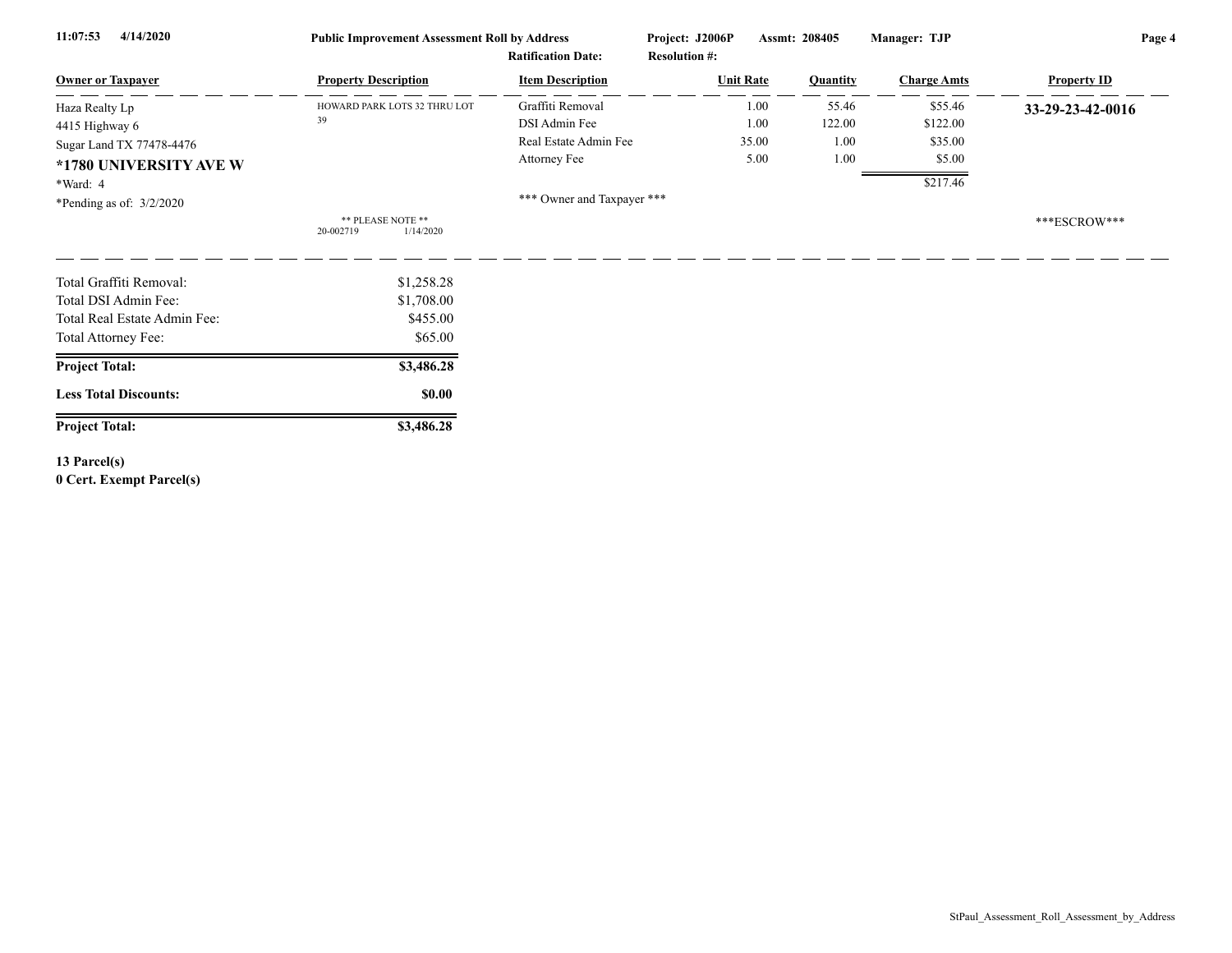**Public Improvement Assessment Roll by Address** | **Project: J2006P** | **Assmt: 208405** | **Manager: TJP**

**Ratification Date:** | **Resolution #:**

| Owner or Taxpayer | Property Description | Item Description | Unit Rate | Quantity | Charge Amts | Property ID |
|---|---|---|---|---|---|---|
| Haza Realty Lp | HOWARD PARK LOTS 32 THRU LOT 39 | Graffiti Removal | 1.00 | 55.46 | $55.46 | **33-29-23-42-0016** |
| 4415 Highway 6 | | DSI Admin Fee | 1.00 | 122.00 | $122.00 | |
| Sugar Land TX 77478-4476 | | Real Estate Admin Fee | 35.00 | 1.00 | $35.00 | |
| **\*1780 UNIVERSITY AVE W** | | Attorney Fee | 5.00 | 1.00 | $5.00 | |
| \*Ward: 4 | | | | | $217.46 | |
| \*Pending as of: 3/2/2020 | | \*\*\* Owner and Taxpayer \*\*\* | | | | |
| | \*\* PLEASE NOTE \*\* 20-002719 1/14/2020 | | | | | \*\*\*ESCROW\*\*\* |

| | |
|---|---|
| Total Graffiti Removal: | $1,258.28 |
| Total DSI Admin Fee: | $1,708.00 |
| Total Real Estate Admin Fee: | $455.00 |
| Total Attorney Fee: | $65.00 |
| **Project Total:** | **$3,486.28** |
| **Less Total Discounts:** | **$0.00** |
| **Project Total:** | **$3,486.28** |

**13 Parcel(s)**
**0 Cert. Exempt Parcel(s)**